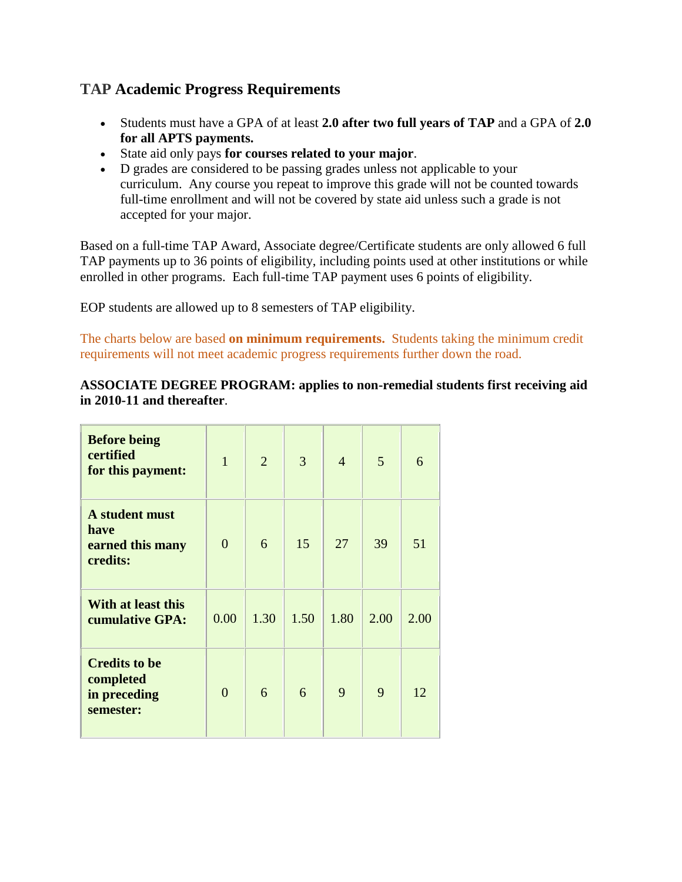## TAP Academic Progress Requirements

- Students must have a GPA of at least **2.0 after two full years of TAP** and a GPA of **2.0 for all APTS payments.**
- State aid only pays **for courses related to your major**.
- D grades are considered to be passing grades unless not applicable to your curriculum. Any course you repeat to improve this grade will not be counted towards full-time enrollment and will not be covered by state aid unless such a grade is not accepted for your major.

Based on a full-time TAP Award, Associate degree/Certificate students are only allowed 6 full TAP payments up to 36 points of eligibility, including points used at other institutions or while enrolled in other programs. Each full-time TAP payment uses 6 points of eligibility.

EOP students are allowed up to 8 semesters of TAP eligibility.

The charts below are based **on minimum requirements.** Students taking the minimum credit requirements will not meet academic progress requirements further down the road.

**ASSOCIATE DEGREE PROGRAM: applies to non-remedial students first receiving aid in 2010-11 and thereafter**.

| **Before being certified for this payment:** | 1 | 2 | 3 | 4 | 5 | 6 |
|---|---|---|---|---|---|---|
| **A student must have earned this many credits:** | 0 | 6 | 15 | 27 | 39 | 51 |
| **With at least this cumulative GPA:** | 0.00 | 1.30 | 1.50 | 1.80 | 2.00 | 2.00 |
| **Credits to be completed in preceding semester:** | 0 | 6 | 6 | 9 | 9 | 12 |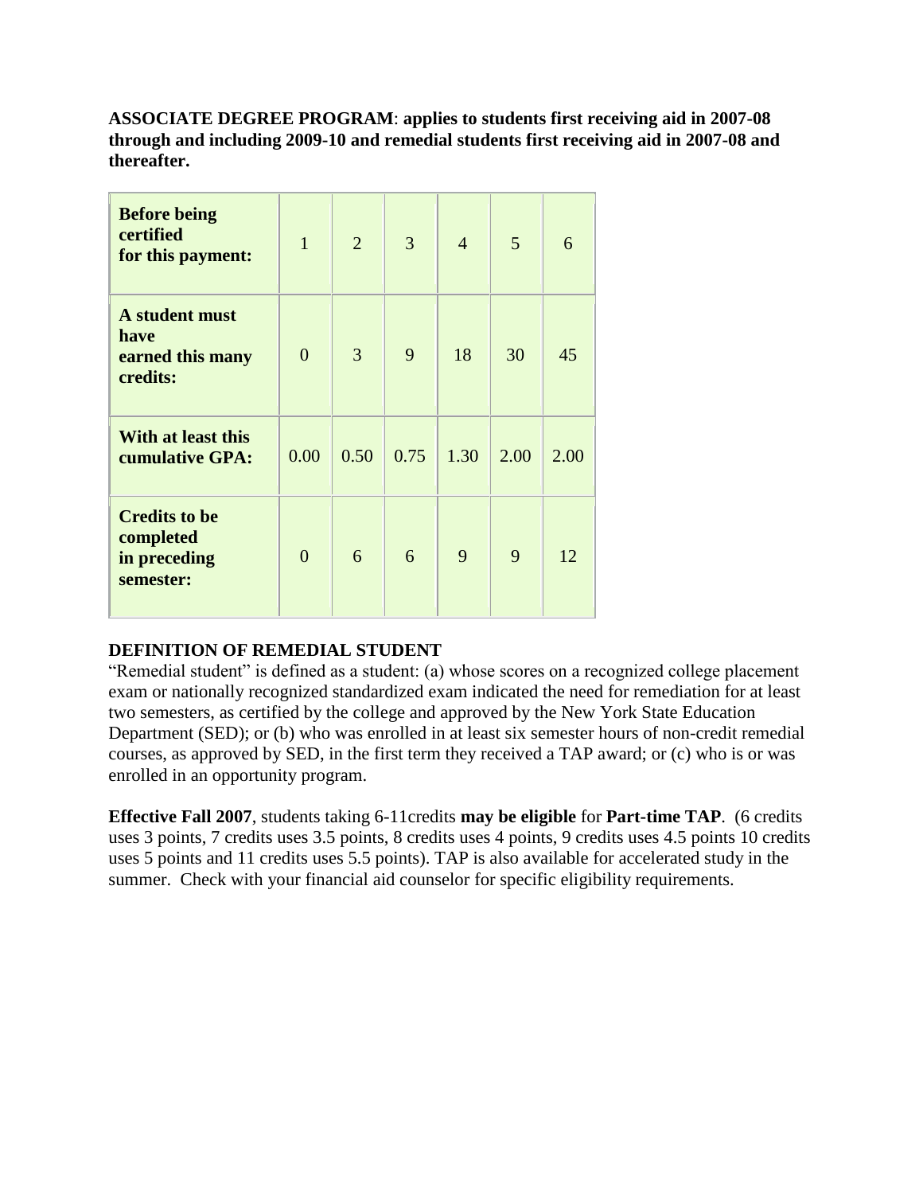**ASSOCIATE DEGREE PROGRAM**: **applies to students first receiving aid in 2007-08 through and including 2009-10 and remedial students first receiving aid in 2007-08 and thereafter.**

| **Before being certified for this payment:** | 1 | 2 | 3 | 4 | 5 | 6 |
|---|---|---|---|---|---|---|
| **A student must have earned this many credits:** | 0 | 3 | 9 | 18 | 30 | 45 |
| **With at least this cumulative GPA:** | 0.00 | 0.50 | 0.75 | 1.30 | 2.00 | 2.00 |
| **Credits to be completed in preceding semester:** | 0 | 6 | 6 | 9 | 9 | 12 |

**DEFINITION OF REMEDIAL STUDENT**

"Remedial student" is defined as a student: (a) whose scores on a recognized college placement exam or nationally recognized standardized exam indicated the need for remediation for at least two semesters, as certified by the college and approved by the New York State Education Department (SED); or (b) who was enrolled in at least six semester hours of non-credit remedial courses, as approved by SED, in the first term they received a TAP award; or (c) who is or was enrolled in an opportunity program.

**Effective Fall 2007**, students taking 6-11credits **may be eligible** for **Part-time TAP**. (6 credits uses 3 points, 7 credits uses 3.5 points, 8 credits uses 4 points, 9 credits uses 4.5 points 10 credits uses 5 points and 11 credits uses 5.5 points). TAP is also available for accelerated study in the summer. Check with your financial aid counselor for specific eligibility requirements.